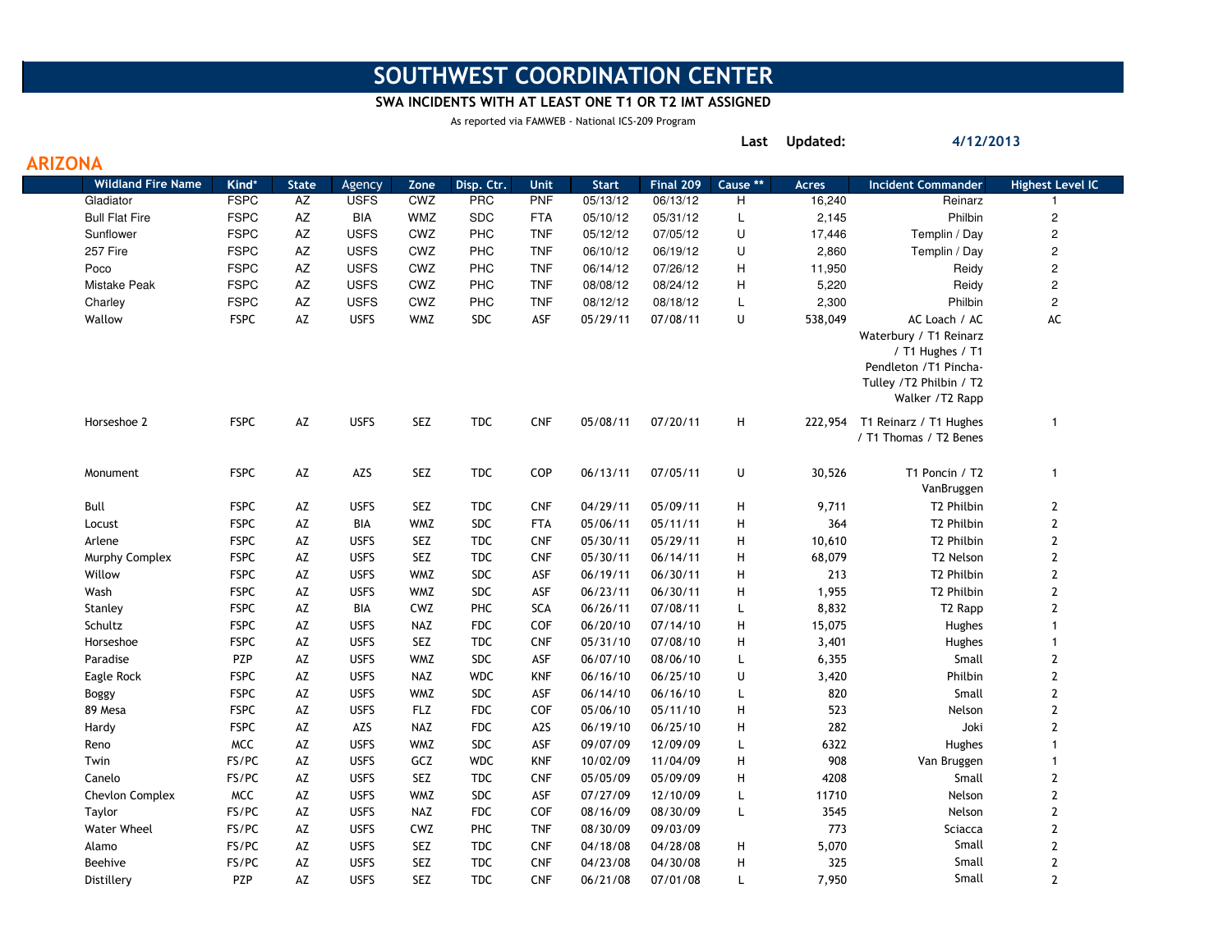# SOUTHWEST COORDINATION CENTER

**SWA INCIDENTS WITH AT LEAST ONE T1 OR T2 IMT ASSIGNED**

As reported via FAMWEB - National ICS-209 Program

**Last Updated: 4/12/2013**

## ARIZONA

| Wildland Fire Name | Kind* | State | Agency | Zone | Disp. Ctr. | Unit | Start | Final 209 | Cause ** | Acres | Incident Commander | Highest Level IC |
|---|---|---|---|---|---|---|---|---|---|---|---|---|
| Gladiator | FSPC | AZ | USFS | CWZ | PRC | PNF | 05/13/12 | 06/13/12 | H | 16,240 | Reinarz | 1 |
| Bull Flat Fire | FSPC | AZ | BIA | WMZ | SDC | FTA | 05/10/12 | 05/31/12 | L | 2,145 | Philbin | 2 |
| Sunflower | FSPC | AZ | USFS | CWZ | PHC | TNF | 05/12/12 | 07/05/12 | U | 17,446 | Templin / Day | 2 |
| 257 Fire | FSPC | AZ | USFS | CWZ | PHC | TNF | 06/10/12 | 06/19/12 | U | 2,860 | Templin / Day | 2 |
| Poco | FSPC | AZ | USFS | CWZ | PHC | TNF | 06/14/12 | 07/26/12 | H | 11,950 | Reidy | 2 |
| Mistake Peak | FSPC | AZ | USFS | CWZ | PHC | TNF | 08/08/12 | 08/24/12 | H | 5,220 | Reidy | 2 |
| Charley | FSPC | AZ | USFS | CWZ | PHC | TNF | 08/12/12 | 08/18/12 | L | 2,300 | Philbin | 2 |
| Wallow | FSPC | AZ | USFS | WMZ | SDC | ASF | 05/29/11 | 07/08/11 | U | 538,049 | AC Loach / AC Waterbury / T1 Reinarz / T1 Hughes / T1 Pendleton /T1 Pincha-Tulley /T2 Philbin / T2 Walker /T2 Rapp | AC |
| Horseshoe 2 | FSPC | AZ | USFS | SEZ | TDC | CNF | 05/08/11 | 07/20/11 | H | 222,954 | T1 Reinarz / T1 Hughes / T1 Thomas / T2 Benes | 1 |
| Monument | FSPC | AZ | AZS | SEZ | TDC | COP | 06/13/11 | 07/05/11 | U | 30,526 | T1 Poncin / T2 VanBruggen | 1 |
| Bull | FSPC | AZ | USFS | SEZ | TDC | CNF | 04/29/11 | 05/09/11 | H | 9,711 | T2 Philbin | 2 |
| Locust | FSPC | AZ | BIA | WMZ | SDC | FTA | 05/06/11 | 05/11/11 | H | 364 | T2 Philbin | 2 |
| Arlene | FSPC | AZ | USFS | SEZ | TDC | CNF | 05/30/11 | 05/29/11 | H | 10,610 | T2 Philbin | 2 |
| Murphy Complex | FSPC | AZ | USFS | SEZ | TDC | CNF | 05/30/11 | 06/14/11 | H | 68,079 | T2 Nelson | 2 |
| Willow | FSPC | AZ | USFS | WMZ | SDC | ASF | 06/19/11 | 06/30/11 | H | 213 | T2 Philbin | 2 |
| Wash | FSPC | AZ | USFS | WMZ | SDC | ASF | 06/23/11 | 06/30/11 | H | 1,955 | T2 Philbin | 2 |
| Stanley | FSPC | AZ | BIA | CWZ | PHC | SCA | 06/26/11 | 07/08/11 | L | 8,832 | T2 Rapp | 2 |
| Schultz | FSPC | AZ | USFS | NAZ | FDC | COF | 06/20/10 | 07/14/10 | H | 15,075 | Hughes | 1 |
| Horseshoe | FSPC | AZ | USFS | SEZ | TDC | CNF | 05/31/10 | 07/08/10 | H | 3,401 | Hughes | 1 |
| Paradise | PZP | AZ | USFS | WMZ | SDC | ASF | 06/07/10 | 08/06/10 | L | 6,355 | Small | 2 |
| Eagle Rock | FSPC | AZ | USFS | NAZ | WDC | KNF | 06/16/10 | 06/25/10 | U | 3,420 | Philbin | 2 |
| Boggy | FSPC | AZ | USFS | WMZ | SDC | ASF | 06/14/10 | 06/16/10 | L | 820 | Small | 2 |
| 89 Mesa | FSPC | AZ | USFS | FLZ | FDC | COF | 05/06/10 | 05/11/10 | H | 523 | Nelson | 2 |
| Hardy | FSPC | AZ | AZS | NAZ | FDC | A2S | 06/19/10 | 06/25/10 | H | 282 | Joki | 2 |
| Reno | MCC | AZ | USFS | WMZ | SDC | ASF | 09/07/09 | 12/09/09 | L | 6322 | Hughes | 1 |
| Twin | FS/PC | AZ | USFS | GCZ | WDC | KNF | 10/02/09 | 11/04/09 | H | 908 | Van Bruggen | 1 |
| Canelo | FS/PC | AZ | USFS | SEZ | TDC | CNF | 05/05/09 | 05/09/09 | H | 4208 | Small | 2 |
| Chevlon Complex | MCC | AZ | USFS | WMZ | SDC | ASF | 07/27/09 | 12/10/09 | L | 11710 | Nelson | 2 |
| Taylor | FS/PC | AZ | USFS | NAZ | FDC | COF | 08/16/09 | 08/30/09 | L | 3545 | Nelson | 2 |
| Water Wheel | FS/PC | AZ | USFS | CWZ | PHC | TNF | 08/30/09 | 09/03/09 | | 773 | Sciacca | 2 |
| Alamo | FS/PC | AZ | USFS | SEZ | TDC | CNF | 04/18/08 | 04/28/08 | H | 5,070 | Small | 2 |
| Beehive | FS/PC | AZ | USFS | SEZ | TDC | CNF | 04/23/08 | 04/30/08 | H | 325 | Small | 2 |
| Distillery | PZP | AZ | USFS | SEZ | TDC | CNF | 06/21/08 | 07/01/08 | L | 7,950 | Small | 2 |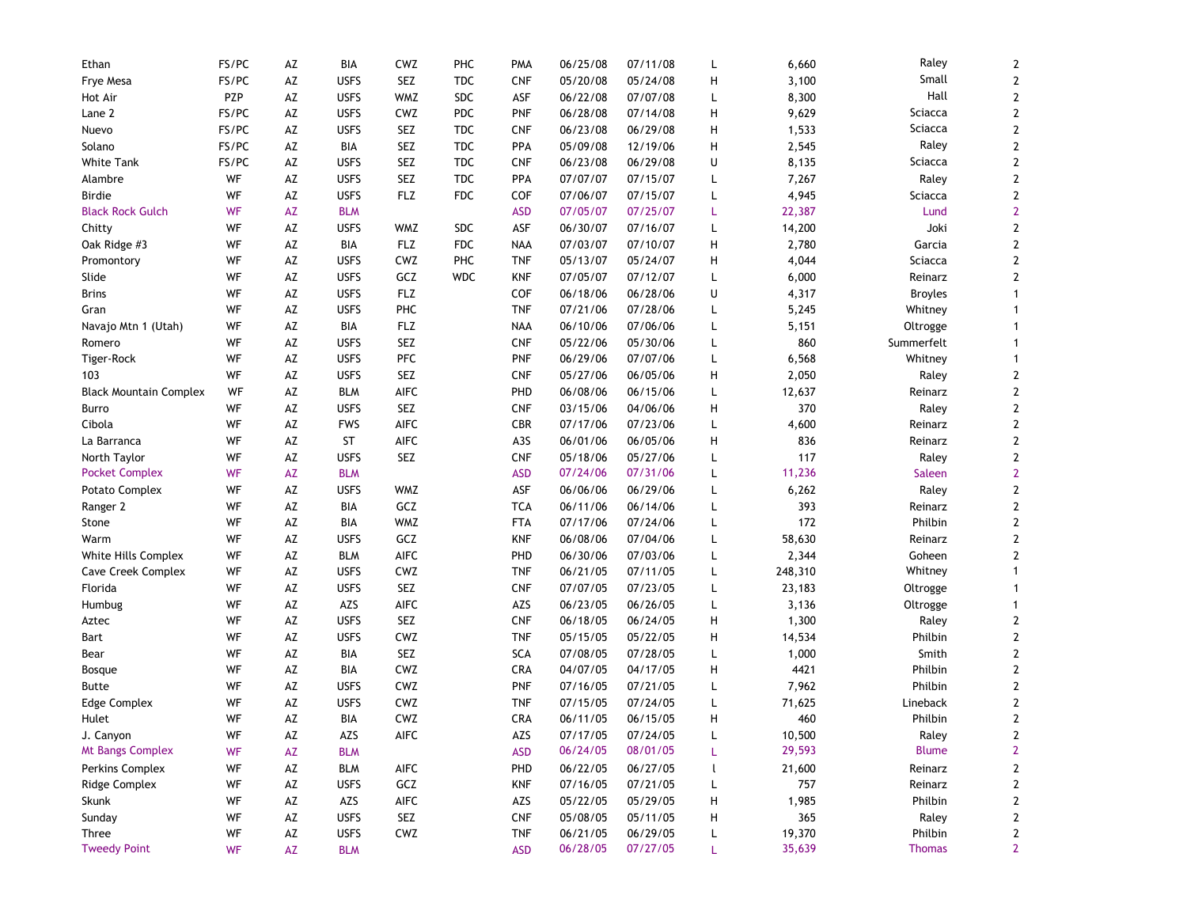| | | | | | | | | | | | | |
|---|---|---|---|---|---|---|---|---|---|---|---|---|
| Ethan | FS/PC | AZ | BIA | CWZ | PHC | PMA | 06/25/08 | 07/11/08 | L | 6,660 | Raley | 2 |
| Frye Mesa | FS/PC | AZ | USFS | SEZ | TDC | CNF | 05/20/08 | 05/24/08 | H | 3,100 | Small | 2 |
| Hot Air | PZP | AZ | USFS | WMZ | SDC | ASF | 06/22/08 | 07/07/08 | L | 8,300 | Hall | 2 |
| Lane 2 | FS/PC | AZ | USFS | CWZ | PDC | PNF | 06/28/08 | 07/14/08 | H | 9,629 | Sciacca | 2 |
| Nuevo | FS/PC | AZ | USFS | SEZ | TDC | CNF | 06/23/08 | 06/29/08 | H | 1,533 | Sciacca | 2 |
| Solano | FS/PC | AZ | BIA | SEZ | TDC | PPA | 05/09/08 | 12/19/06 | H | 2,545 | Raley | 2 |
| White Tank | FS/PC | AZ | USFS | SEZ | TDC | CNF | 06/23/08 | 06/29/08 | U | 8,135 | Sciacca | 2 |
| Alambre | WF | AZ | USFS | SEZ | TDC | PPA | 07/07/07 | 07/15/07 | L | 7,267 | Raley | 2 |
| Birdie | WF | AZ | USFS | FLZ | FDC | COF | 07/06/07 | 07/15/07 | L | 4,945 | Sciacca | 2 |
| Black Rock Gulch | WF | AZ | BLM | | | ASD | 07/05/07 | 07/25/07 | L | 22,387 | Lund | 2 |
| Chitty | WF | AZ | USFS | WMZ | SDC | ASF | 06/30/07 | 07/16/07 | L | 14,200 | Joki | 2 |
| Oak Ridge #3 | WF | AZ | BIA | FLZ | FDC | NAA | 07/03/07 | 07/10/07 | H | 2,780 | Garcia | 2 |
| Promontory | WF | AZ | USFS | CWZ | PHC | TNF | 05/13/07 | 05/24/07 | H | 4,044 | Sciacca | 2 |
| Slide | WF | AZ | USFS | GCZ | WDC | KNF | 07/05/07 | 07/12/07 | L | 6,000 | Reinarz | 2 |
| Brins | WF | AZ | USFS | FLZ | | COF | 06/18/06 | 06/28/06 | U | 4,317 | Broyles | 1 |
| Gran | WF | AZ | USFS | PHC | | TNF | 07/21/06 | 07/28/06 | L | 5,245 | Whitney | 1 |
| Navajo Mtn 1 (Utah) | WF | AZ | BIA | FLZ | | NAA | 06/10/06 | 07/06/06 | L | 5,151 | Oltrogge | 1 |
| Romero | WF | AZ | USFS | SEZ | | CNF | 05/22/06 | 05/30/06 | L | 860 | Summerfelt | 1 |
| Tiger-Rock | WF | AZ | USFS | PFC | | PNF | 06/29/06 | 07/07/06 | L | 6,568 | Whitney | 1 |
| 103 | WF | AZ | USFS | SEZ | | CNF | 05/27/06 | 06/05/06 | H | 2,050 | Raley | 2 |
| Black Mountain Complex | WF | AZ | BLM | AIFC | | PHD | 06/08/06 | 06/15/06 | L | 12,637 | Reinarz | 2 |
| Burro | WF | AZ | USFS | SEZ | | CNF | 03/15/06 | 04/06/06 | H | 370 | Raley | 2 |
| Cibola | WF | AZ | FWS | AIFC | | CBR | 07/17/06 | 07/23/06 | L | 4,600 | Reinarz | 2 |
| La Barranca | WF | AZ | ST | AIFC | | A3S | 06/01/06 | 06/05/06 | H | 836 | Reinarz | 2 |
| North Taylor | WF | AZ | USFS | SEZ | | CNF | 05/18/06 | 05/27/06 | L | 117 | Raley | 2 |
| Pocket Complex | WF | AZ | BLM | | | ASD | 07/24/06 | 07/31/06 | L | 11,236 | Saleen | 2 |
| Potato Complex | WF | AZ | USFS | WMZ | | ASF | 06/06/06 | 06/29/06 | L | 6,262 | Raley | 2 |
| Ranger 2 | WF | AZ | BIA | GCZ | | TCA | 06/11/06 | 06/14/06 | L | 393 | Reinarz | 2 |
| Stone | WF | AZ | BIA | WMZ | | FTA | 07/17/06 | 07/24/06 | L | 172 | Philbin | 2 |
| Warm | WF | AZ | USFS | GCZ | | KNF | 06/08/06 | 07/04/06 | L | 58,630 | Reinarz | 2 |
| White Hills Complex | WF | AZ | BLM | AIFC | | PHD | 06/30/06 | 07/03/06 | L | 2,344 | Goheen | 2 |
| Cave Creek Complex | WF | AZ | USFS | CWZ | | TNF | 06/21/05 | 07/11/05 | L | 248,310 | Whitney | 1 |
| Florida | WF | AZ | USFS | SEZ | | CNF | 07/07/05 | 07/23/05 | L | 23,183 | Oltrogge | 1 |
| Humbug | WF | AZ | AZS | AIFC | | AZS | 06/23/05 | 06/26/05 | L | 3,136 | Oltrogge | 1 |
| Aztec | WF | AZ | USFS | SEZ | | CNF | 06/18/05 | 06/24/05 | H | 1,300 | Raley | 2 |
| Bart | WF | AZ | USFS | CWZ | | TNF | 05/15/05 | 05/22/05 | H | 14,534 | Philbin | 2 |
| Bear | WF | AZ | BIA | SEZ | | SCA | 07/08/05 | 07/28/05 | L | 1,000 | Smith | 2 |
| Bosque | WF | AZ | BIA | CWZ | | CRA | 04/07/05 | 04/17/05 | H | 4421 | Philbin | 2 |
| Butte | WF | AZ | USFS | CWZ | | PNF | 07/16/05 | 07/21/05 | L | 7,962 | Philbin | 2 |
| Edge Complex | WF | AZ | USFS | CWZ | | TNF | 07/15/05 | 07/24/05 | L | 71,625 | Lineback | 2 |
| Hulet | WF | AZ | BIA | CWZ | | CRA | 06/11/05 | 06/15/05 | H | 460 | Philbin | 2 |
| J. Canyon | WF | AZ | AZS | AIFC | | AZS | 07/17/05 | 07/24/05 | L | 10,500 | Raley | 2 |
| Mt Bangs Complex | WF | AZ | BLM | | | ASD | 06/24/05 | 08/01/05 | L | 29,593 | Blume | 2 |
| Perkins Complex | WF | AZ | BLM | AIFC | | PHD | 06/22/05 | 06/27/05 | l | 21,600 | Reinarz | 2 |
| Ridge Complex | WF | AZ | USFS | GCZ | | KNF | 07/16/05 | 07/21/05 | L | 757 | Reinarz | 2 |
| Skunk | WF | AZ | AZS | AIFC | | AZS | 05/22/05 | 05/29/05 | H | 1,985 | Philbin | 2 |
| Sunday | WF | AZ | USFS | SEZ | | CNF | 05/08/05 | 05/11/05 | H | 365 | Raley | 2 |
| Three | WF | AZ | USFS | CWZ | | TNF | 06/21/05 | 06/29/05 | L | 19,370 | Philbin | 2 |
| Tweedy Point | WF | AZ | BLM | | | ASD | 06/28/05 | 07/27/05 | L | 35,639 | Thomas | 2 |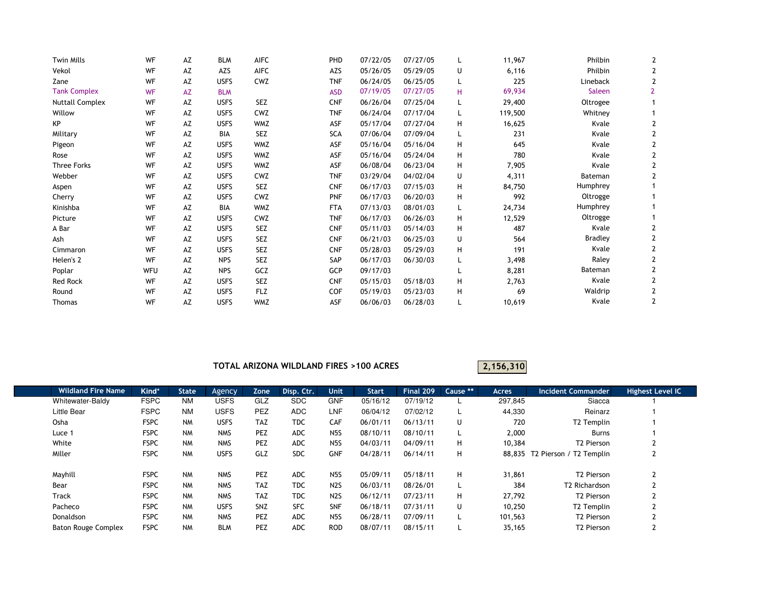| | | | | | | | | | | | | |
|---|---|---|---|---|---|---|---|---|---|---|---|---|
| Twin Mills | WF | AZ | BLM | AIFC | PHD | 07/22/05 | 07/27/05 | L | 11,967 | Philbin | 2 |
| Vekol | WF | AZ | AZS | AIFC | AZS | 05/26/05 | 05/29/05 | U | 6,116 | Philbin | 2 |
| Zane | WF | AZ | USFS | CWZ | TNF | 06/24/05 | 06/25/05 | L | 225 | Lineback | 2 |
| Tank Complex | WF | AZ | BLM | | ASD | 07/19/05 | 07/27/05 | H | 69,934 | Saleen | 2 |
| Nuttall Complex | WF | AZ | USFS | SEZ | CNF | 06/26/04 | 07/25/04 | L | 29,400 | Oltrogee | 1 |
| Willow | WF | AZ | USFS | CWZ | TNF | 06/24/04 | 07/17/04 | L | 119,500 | Whitney | 1 |
| KP | WF | AZ | USFS | WMZ | ASF | 05/17/04 | 07/27/04 | H | 16,625 | Kvale | 2 |
| Military | WF | AZ | BIA | SEZ | SCA | 07/06/04 | 07/09/04 | L | 231 | Kvale | 2 |
| Pigeon | WF | AZ | USFS | WMZ | ASF | 05/16/04 | 05/16/04 | H | 645 | Kvale | 2 |
| Rose | WF | AZ | USFS | WMZ | ASF | 05/16/04 | 05/24/04 | H | 780 | Kvale | 2 |
| Three Forks | WF | AZ | USFS | WMZ | ASF | 06/08/04 | 06/23/04 | H | 7,905 | Kvale | 2 |
| Webber | WF | AZ | USFS | CWZ | TNF | 03/29/04 | 04/02/04 | U | 4,311 | Bateman | 2 |
| Aspen | WF | AZ | USFS | SEZ | CNF | 06/17/03 | 07/15/03 | H | 84,750 | Humphrey | 1 |
| Cherry | WF | AZ | USFS | CWZ | PNF | 06/17/03 | 06/20/03 | H | 992 | Oltrogge | 1 |
| Kinishba | WF | AZ | BIA | WMZ | FTA | 07/13/03 | 08/01/03 | L | 24,734 | Humphrey | 1 |
| Picture | WF | AZ | USFS | CWZ | TNF | 06/17/03 | 06/26/03 | H | 12,529 | Oltrogge | 1 |
| A Bar | WF | AZ | USFS | SEZ | CNF | 05/11/03 | 05/14/03 | H | 487 | Kvale | 2 |
| Ash | WF | AZ | USFS | SEZ | CNF | 06/21/03 | 06/25/03 | U | 564 | Bradley | 2 |
| Cimmaron | WF | AZ | USFS | SEZ | CNF | 05/28/03 | 05/29/03 | H | 191 | Kvale | 2 |
| Helen's 2 | WF | AZ | NPS | SEZ | SAP | 06/17/03 | 06/30/03 | L | 3,498 | Raley | 2 |
| Poplar | WFU | AZ | NPS | GCZ | GCP | 09/17/03 | | L | 8,281 | Bateman | 2 |
| Red Rock | WF | AZ | USFS | SEZ | CNF | 05/15/03 | 05/18/03 | H | 2,763 | Kvale | 2 |
| Round | WF | AZ | USFS | FLZ | COF | 05/19/03 | 05/23/03 | H | 69 | Waldrip | 2 |
| Thomas | WF | AZ | USFS | WMZ | ASF | 06/06/03 | 06/28/03 | L | 10,619 | Kvale | 2 |

**TOTAL ARIZONA WILDLAND FIRES >100 ACRES** **2,156,310**

| Wildland Fire Name | Kind* | State | Agency | Zone | Disp. Ctr. | Unit | Start | Final 209 | Cause ** | Acres | Incident Commander | Highest Level IC |
|---|---|---|---|---|---|---|---|---|---|---|---|---|
| Whitewater-Baldy | FSPC | NM | USFS | GLZ | SDC | GNF | 05/16/12 | 07/19/12 | L | 297,845 | Siacca | 1 |
| Little Bear | FSPC | NM | USFS | PEZ | ADC | LNF | 06/04/12 | 07/02/12 | L | 44,330 | Reinarz | 1 |
| Osha | FSPC | NM | USFS | TAZ | TDC | CAF | 06/01/11 | 06/13/11 | U | 720 | T2 Templin | 1 |
| Luce 1 | FSPC | NM | NMS | PEZ | ADC | N5S | 08/10/11 | 08/10/11 | L | 2,000 | Burns | 1 |
| White | FSPC | NM | NMS | PEZ | ADC | N5S | 04/03/11 | 04/09/11 | H | 10,384 | T2 Pierson | 2 |
| Miller | FSPC | NM | USFS | GLZ | SDC | GNF | 04/28/11 | 06/14/11 | H | 88,835 | T2 Pierson / T2 Templin | 2 |
| Mayhill | FSPC | NM | NMS | PEZ | ADC | N5S | 05/09/11 | 05/18/11 | H | 31,861 | T2 Pierson | 2 |
| Bear | FSPC | NM | NMS | TAZ | TDC | N2S | 06/03/11 | 08/26/01 | L | 384 | T2 Richardson | 2 |
| Track | FSPC | NM | NMS | TAZ | TDC | N2S | 06/12/11 | 07/23/11 | H | 27,792 | T2 Pierson | 2 |
| Pacheco | FSPC | NM | USFS | SNZ | SFC | SNF | 06/18/11 | 07/31/11 | U | 10,250 | T2 Templin | 2 |
| Donaldson | FSPC | NM | NMS | PEZ | ADC | N5S | 06/28/11 | 07/09/11 | L | 101,563 | T2 Pierson | 2 |
| Baton Rouge Complex | FSPC | NM | BLM | PEZ | ADC | ROD | 08/07/11 | 08/15/11 | L | 35,165 | T2 Pierson | 2 |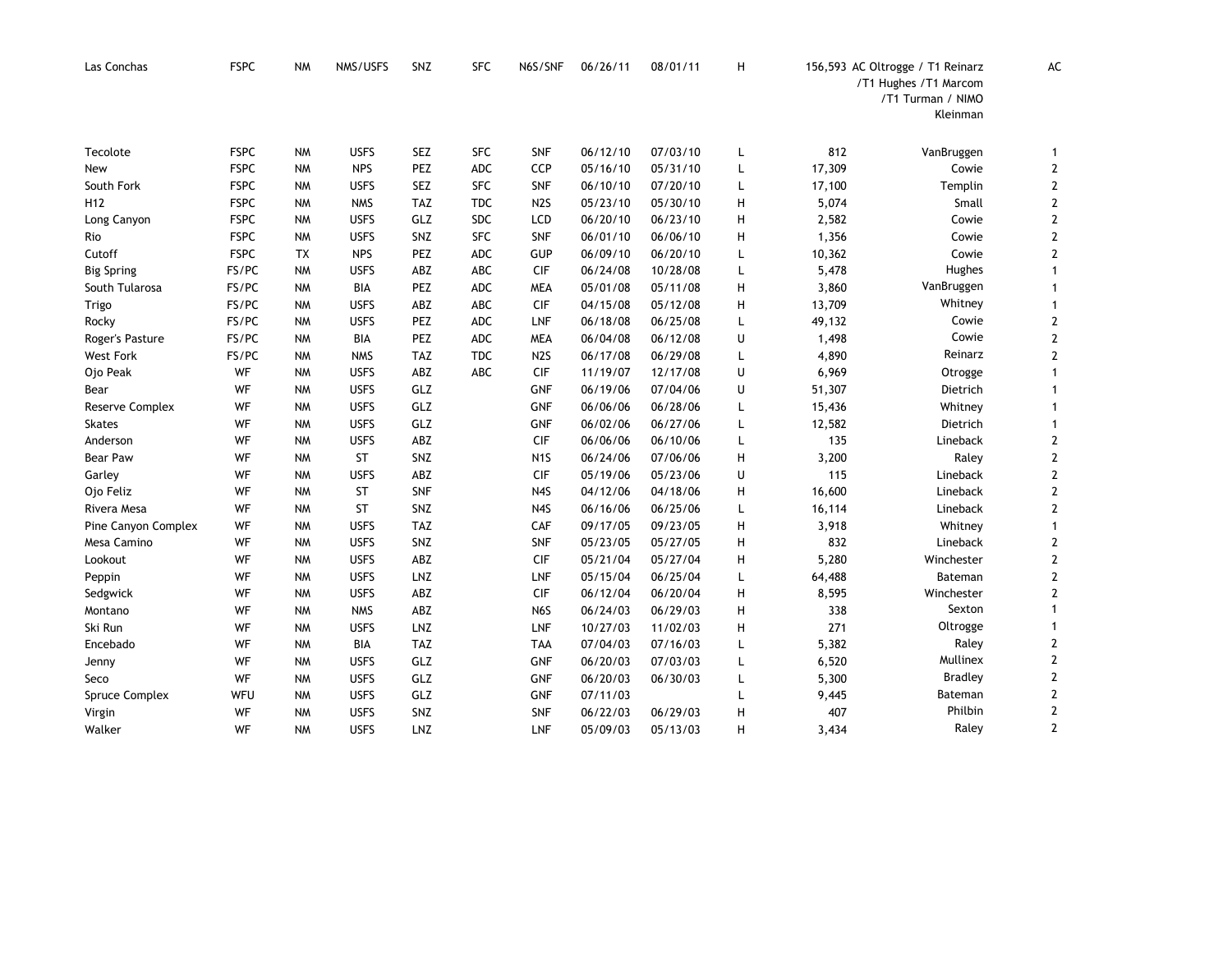| | | | | | | | | | | | | |
|---|---|---|---|---|---|---|---|---|---|---|---|---|
| Las Conchas | FSPC | NM | NMS/USFS | SNZ | SFC | N6S/SNF | 06/26/11 | 08/01/11 | H | 156,593 | AC Oltrogge / T1 Reinarz /T1 Hughes /T1 Marcom /T1 Turman / NIMO Kleinman | AC |
| Tecolote | FSPC | NM | USFS | SEZ | SFC | SNF | 06/12/10 | 07/03/10 | L | 812 | VanBruggen | 1 |
| New | FSPC | NM | NPS | PEZ | ADC | CCP | 05/16/10 | 05/31/10 | L | 17,309 | Cowie | 2 |
| South Fork | FSPC | NM | USFS | SEZ | SFC | SNF | 06/10/10 | 07/20/10 | L | 17,100 | Templin | 2 |
| H12 | FSPC | NM | NMS | TAZ | TDC | N2S | 05/23/10 | 05/30/10 | H | 5,074 | Small | 2 |
| Long Canyon | FSPC | NM | USFS | GLZ | SDC | LCD | 06/20/10 | 06/23/10 | H | 2,582 | Cowie | 2 |
| Rio | FSPC | NM | USFS | SNZ | SFC | SNF | 06/01/10 | 06/06/10 | H | 1,356 | Cowie | 2 |
| Cutoff | FSPC | TX | NPS | PEZ | ADC | GUP | 06/09/10 | 06/20/10 | L | 10,362 | Cowie | 2 |
| Big Spring | FS/PC | NM | USFS | ABZ | ABC | CIF | 06/24/08 | 10/28/08 | L | 5,478 | Hughes | 1 |
| South Tularosa | FS/PC | NM | BIA | PEZ | ADC | MEA | 05/01/08 | 05/11/08 | H | 3,860 | VanBruggen | 1 |
| Trigo | FS/PC | NM | USFS | ABZ | ABC | CIF | 04/15/08 | 05/12/08 | H | 13,709 | Whitney | 1 |
| Rocky | FS/PC | NM | USFS | PEZ | ADC | LNF | 06/18/08 | 06/25/08 | L | 49,132 | Cowie | 2 |
| Roger's Pasture | FS/PC | NM | BIA | PEZ | ADC | MEA | 06/04/08 | 06/12/08 | U | 1,498 | Cowie | 2 |
| West Fork | FS/PC | NM | NMS | TAZ | TDC | N2S | 06/17/08 | 06/29/08 | L | 4,890 | Reinarz | 2 |
| Ojo Peak | WF | NM | USFS | ABZ | ABC | CIF | 11/19/07 | 12/17/08 | U | 6,969 | Otrogge | 1 |
| Bear | WF | NM | USFS | GLZ | | GNF | 06/19/06 | 07/04/06 | U | 51,307 | Dietrich | 1 |
| Reserve Complex | WF | NM | USFS | GLZ | | GNF | 06/06/06 | 06/28/06 | L | 15,436 | Whitney | 1 |
| Skates | WF | NM | USFS | GLZ | | GNF | 06/02/06 | 06/27/06 | L | 12,582 | Dietrich | 1 |
| Anderson | WF | NM | USFS | ABZ | | CIF | 06/06/06 | 06/10/06 | L | 135 | Lineback | 2 |
| Bear Paw | WF | NM | ST | SNZ | | N1S | 06/24/06 | 07/06/06 | H | 3,200 | Raley | 2 |
| Garley | WF | NM | USFS | ABZ | | CIF | 05/19/06 | 05/23/06 | U | 115 | Lineback | 2 |
| Ojo Feliz | WF | NM | ST | SNF | | N4S | 04/12/06 | 04/18/06 | H | 16,600 | Lineback | 2 |
| Rivera Mesa | WF | NM | ST | SNZ | | N4S | 06/16/06 | 06/25/06 | L | 16,114 | Lineback | 2 |
| Pine Canyon Complex | WF | NM | USFS | TAZ | | CAF | 09/17/05 | 09/23/05 | H | 3,918 | Whitney | 1 |
| Mesa Camino | WF | NM | USFS | SNZ | | SNF | 05/23/05 | 05/27/05 | H | 832 | Lineback | 2 |
| Lookout | WF | NM | USFS | ABZ | | CIF | 05/21/04 | 05/27/04 | H | 5,280 | Winchester | 2 |
| Peppin | WF | NM | USFS | LNZ | | LNF | 05/15/04 | 06/25/04 | L | 64,488 | Bateman | 2 |
| Sedgwick | WF | NM | USFS | ABZ | | CIF | 06/12/04 | 06/20/04 | H | 8,595 | Winchester | 2 |
| Montano | WF | NM | NMS | ABZ | | N6S | 06/24/03 | 06/29/03 | H | 338 | Sexton | 1 |
| Ski Run | WF | NM | USFS | LNZ | | LNF | 10/27/03 | 11/02/03 | H | 271 | Oltrogge | 1 |
| Encebado | WF | NM | BIA | TAZ | | TAA | 07/04/03 | 07/16/03 | L | 5,382 | Raley | 2 |
| Jenny | WF | NM | USFS | GLZ | | GNF | 06/20/03 | 07/03/03 | L | 6,520 | Mullinex | 2 |
| Seco | WF | NM | USFS | GLZ | | GNF | 06/20/03 | 06/30/03 | L | 5,300 | Bradley | 2 |
| Spruce Complex | WFU | NM | USFS | GLZ | | GNF | 07/11/03 | | L | 9,445 | Bateman | 2 |
| Virgin | WF | NM | USFS | SNZ | | SNF | 06/22/03 | 06/29/03 | H | 407 | Philbin | 2 |
| Walker | WF | NM | USFS | LNZ | | LNF | 05/09/03 | 05/13/03 | H | 3,434 | Raley | 2 |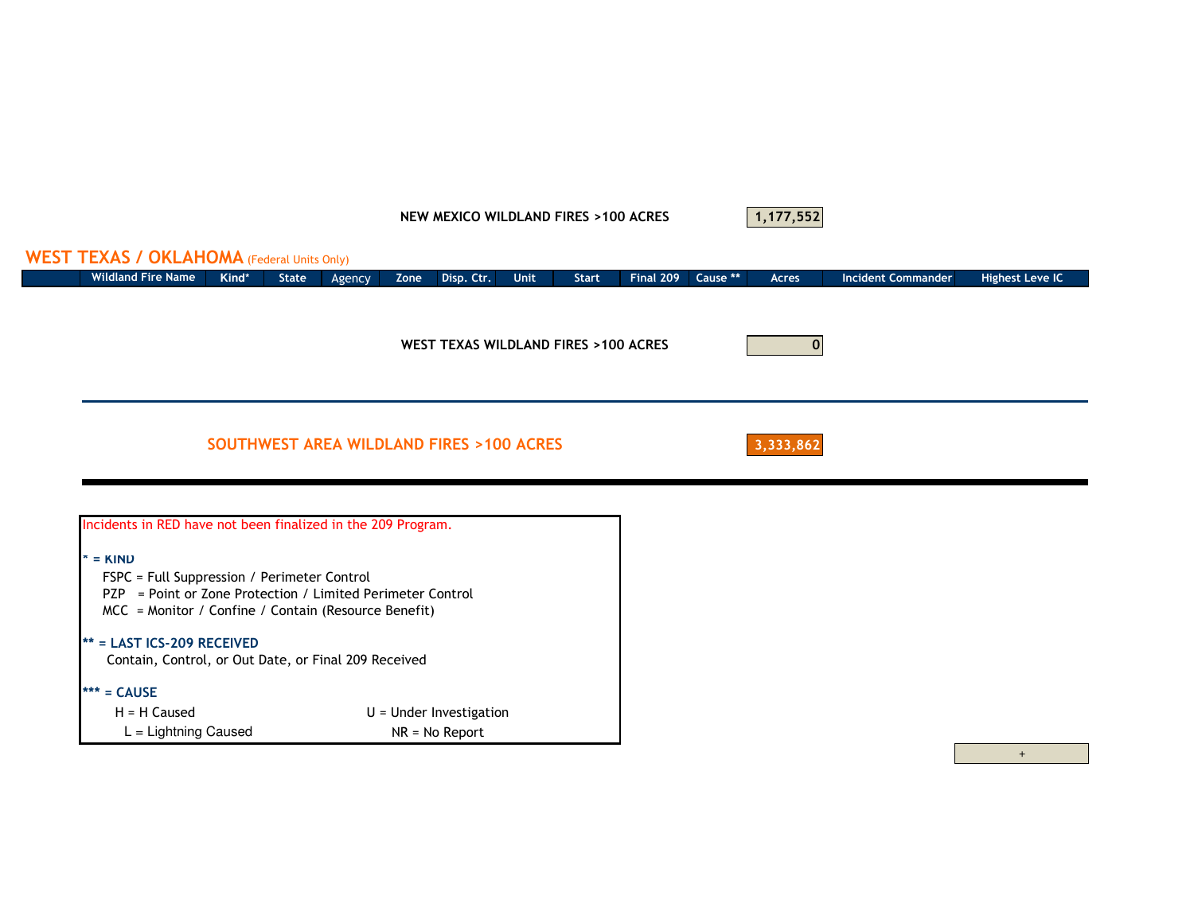NEW MEXICO WILDLAND FIRES >100 ACRES **1,177,552**

## WEST TEXAS / OKLAHOMA (Federal Units Only)

| | Wildland Fire Name | Kind* | State | Agency | Zone | Disp. Ctr. | Unit | Start | Final 209 | Cause ** | Acres | Incident Commander | Highest Leve IC |
|---|---|---|---|---|---|---|---|---|---|---|---|---|---|

WEST TEXAS WILDLAND FIRES >100 ACRES **0**

---

## SOUTHWEST AREA WILDLAND FIRES >100 ACRES **3,333,862**

---

Incidents in RED have not been finalized in the 209 Program.

**\* = KIND**

- FSPC = Full Suppression / Perimeter Control
- PZP = Point or Zone Protection / Limited Perimeter Control
- MCC = Monitor / Confine / Contain (Resource Benefit)

**\*\* = LAST ICS-209 RECEIVED**

Contain, Control, or Out Date, or Final 209 Received

**\*\*\* = CAUSE**

- H = H Caused
- U = Under Investigation
- L = Lightning Caused
- NR = No Report

+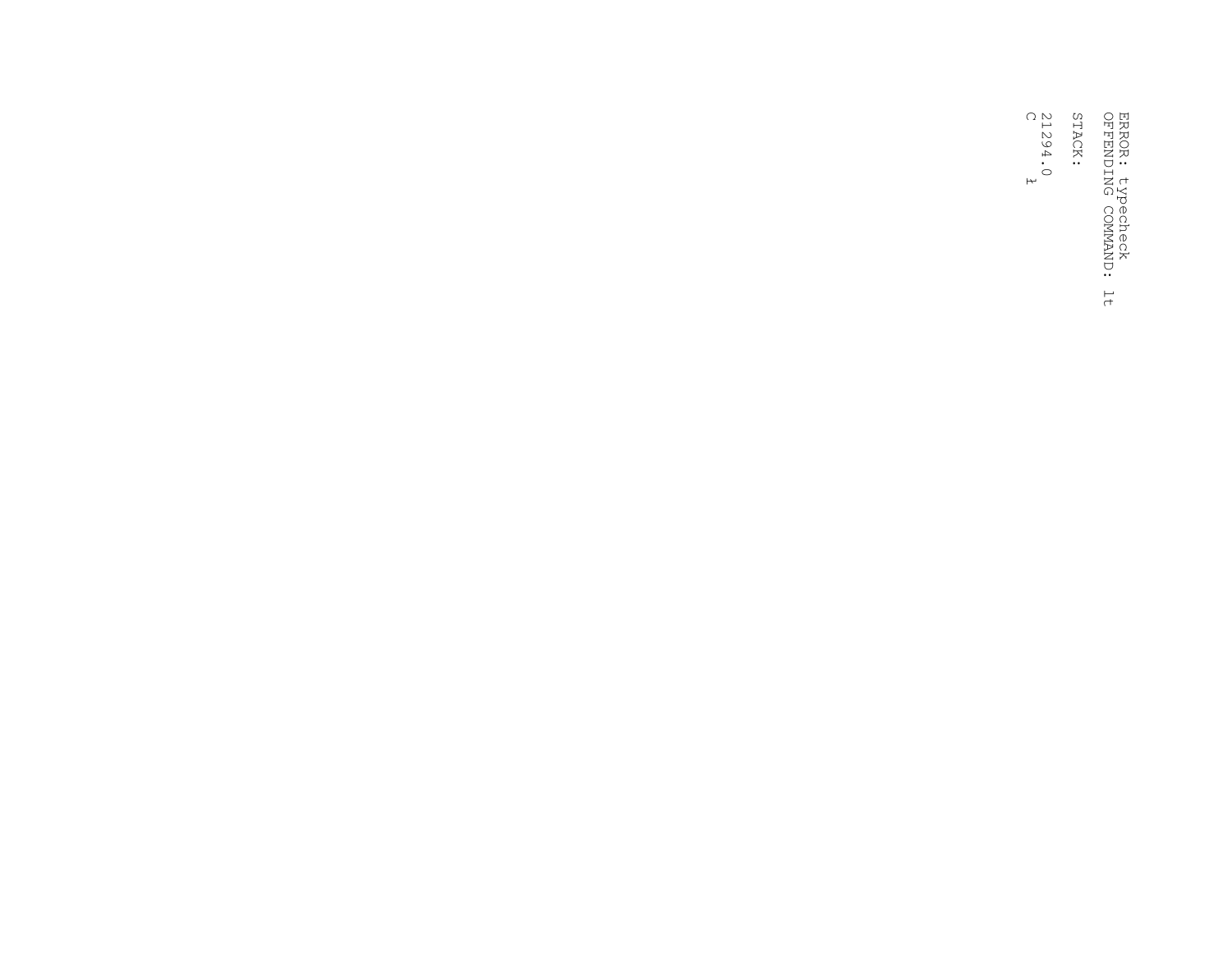ERROR: typecheck
OFFENDING COMMAND: lt

STACK:

21294.0
C
1